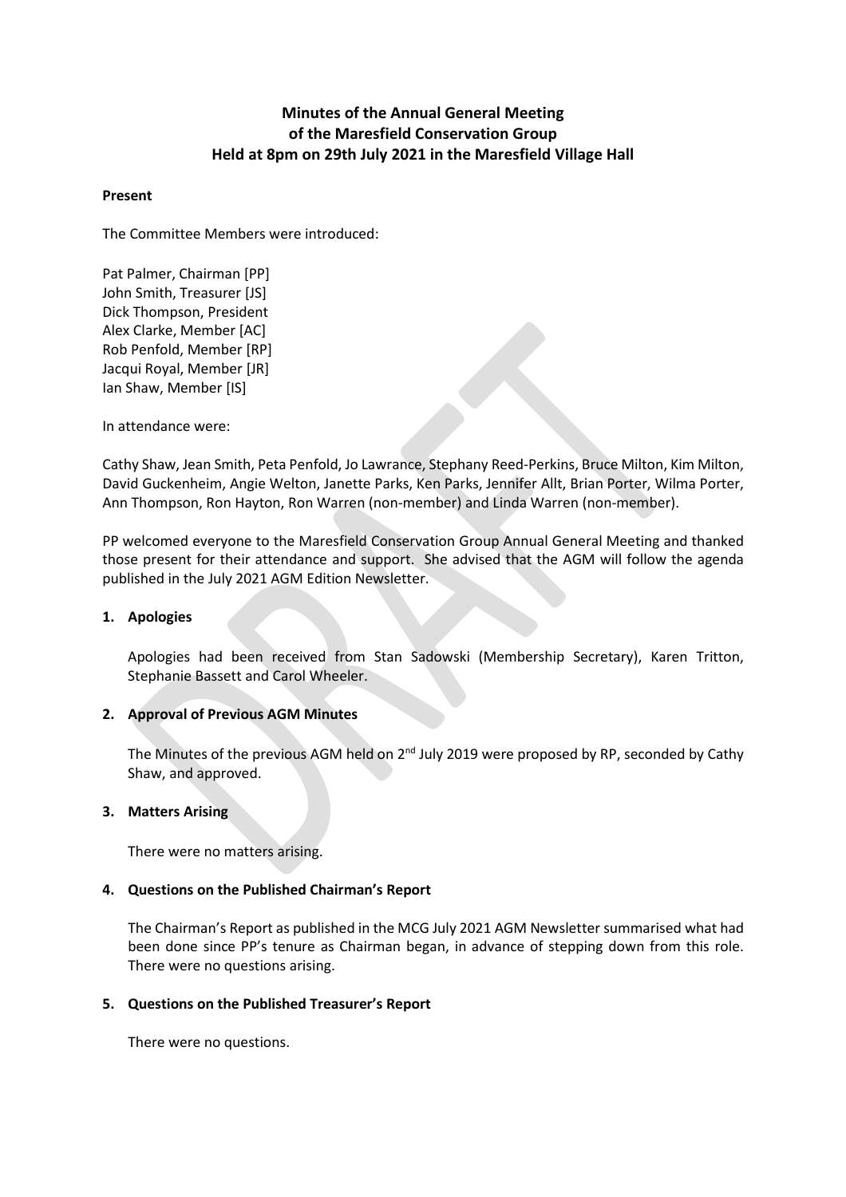# Minutes of the Annual General Meeting of the Maresfield Conservation Group Held at 8pm on 29th July 2021 in the Maresfield Village Hall

**Present**

The Committee Members were introduced:

Pat Palmer, Chairman [PP]
John Smith, Treasurer [JS]
Dick Thompson, President
Alex Clarke, Member [AC]
Rob Penfold, Member [RP]
Jacqui Royal, Member [JR]
Ian Shaw, Member [IS]

In attendance were:

Cathy Shaw, Jean Smith, Peta Penfold, Jo Lawrance, Stephany Reed-Perkins, Bruce Milton, Kim Milton, David Guckenheim, Angie Welton, Janette Parks, Ken Parks, Jennifer Allt, Brian Porter, Wilma Porter, Ann Thompson, Ron Hayton, Ron Warren (non-member) and Linda Warren (non-member).

PP welcomed everyone to the Maresfield Conservation Group Annual General Meeting and thanked those present for their attendance and support. She advised that the AGM will follow the agenda published in the July 2021 AGM Edition Newsletter.

1. **Apologies**

   Apologies had been received from Stan Sadowski (Membership Secretary), Karen Tritton, Stephanie Bassett and Carol Wheeler.

2. **Approval of Previous AGM Minutes**

   The Minutes of the previous AGM held on 2nd July 2019 were proposed by RP, seconded by Cathy Shaw, and approved.

3. **Matters Arising**

   There were no matters arising.

4. **Questions on the Published Chairman's Report**

   The Chairman's Report as published in the MCG July 2021 AGM Newsletter summarised what had been done since PP's tenure as Chairman began, in advance of stepping down from this role. There were no questions arising.

5. **Questions on the Published Treasurer's Report**

   There were no questions.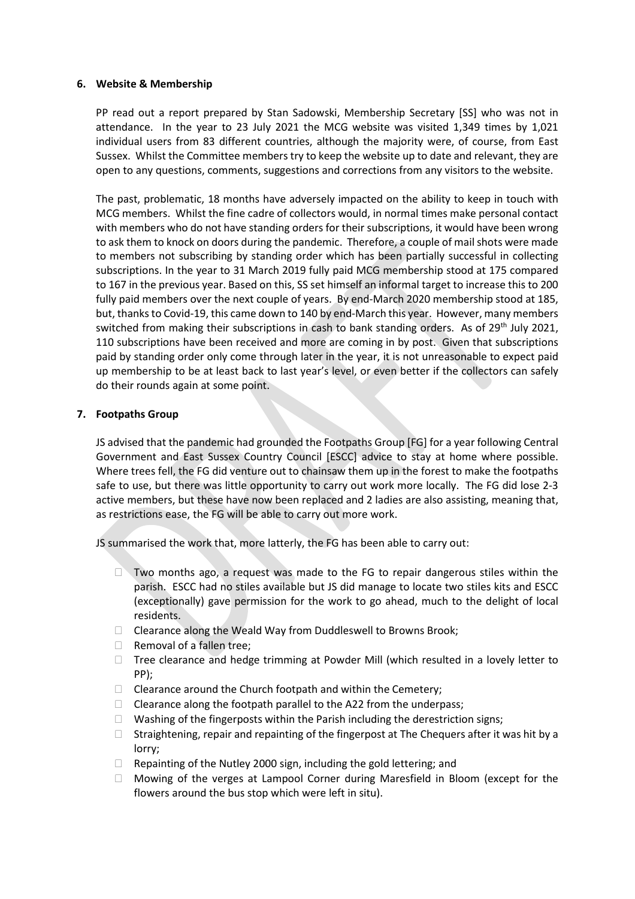**6. Website & Membership**

PP read out a report prepared by Stan Sadowski, Membership Secretary [SS] who was not in attendance. In the year to 23 July 2021 the MCG website was visited 1,349 times by 1,021 individual users from 83 different countries, although the majority were, of course, from East Sussex. Whilst the Committee members try to keep the website up to date and relevant, they are open to any questions, comments, suggestions and corrections from any visitors to the website.

The past, problematic, 18 months have adversely impacted on the ability to keep in touch with MCG members. Whilst the fine cadre of collectors would, in normal times make personal contact with members who do not have standing orders for their subscriptions, it would have been wrong to ask them to knock on doors during the pandemic. Therefore, a couple of mail shots were made to members not subscribing by standing order which has been partially successful in collecting subscriptions. In the year to 31 March 2019 fully paid MCG membership stood at 175 compared to 167 in the previous year. Based on this, SS set himself an informal target to increase this to 200 fully paid members over the next couple of years. By end-March 2020 membership stood at 185, but, thanks to Covid-19, this came down to 140 by end-March this year. However, many members switched from making their subscriptions in cash to bank standing orders. As of 29th July 2021, 110 subscriptions have been received and more are coming in by post. Given that subscriptions paid by standing order only come through later in the year, it is not unreasonable to expect paid up membership to be at least back to last year's level, or even better if the collectors can safely do their rounds again at some point.

**7. Footpaths Group**

JS advised that the pandemic had grounded the Footpaths Group [FG] for a year following Central Government and East Sussex Country Council [ESCC] advice to stay at home where possible. Where trees fell, the FG did venture out to chainsaw them up in the forest to make the footpaths safe to use, but there was little opportunity to carry out work more locally. The FG did lose 2-3 active members, but these have now been replaced and 2 ladies are also assisting, meaning that, as restrictions ease, the FG will be able to carry out more work.

JS summarised the work that, more latterly, the FG has been able to carry out:

- Two months ago, a request was made to the FG to repair dangerous stiles within the parish. ESCC had no stiles available but JS did manage to locate two stiles kits and ESCC (exceptionally) gave permission for the work to go ahead, much to the delight of local residents.
- Clearance along the Weald Way from Duddleswell to Browns Brook;
- Removal of a fallen tree;
- Tree clearance and hedge trimming at Powder Mill (which resulted in a lovely letter to PP);
- Clearance around the Church footpath and within the Cemetery;
- Clearance along the footpath parallel to the A22 from the underpass;
- Washing of the fingerposts within the Parish including the derestriction signs;
- Straightening, repair and repainting of the fingerpost at The Chequers after it was hit by a lorry;
- Repainting of the Nutley 2000 sign, including the gold lettering; and
- Mowing of the verges at Lampool Corner during Maresfield in Bloom (except for the flowers around the bus stop which were left in situ).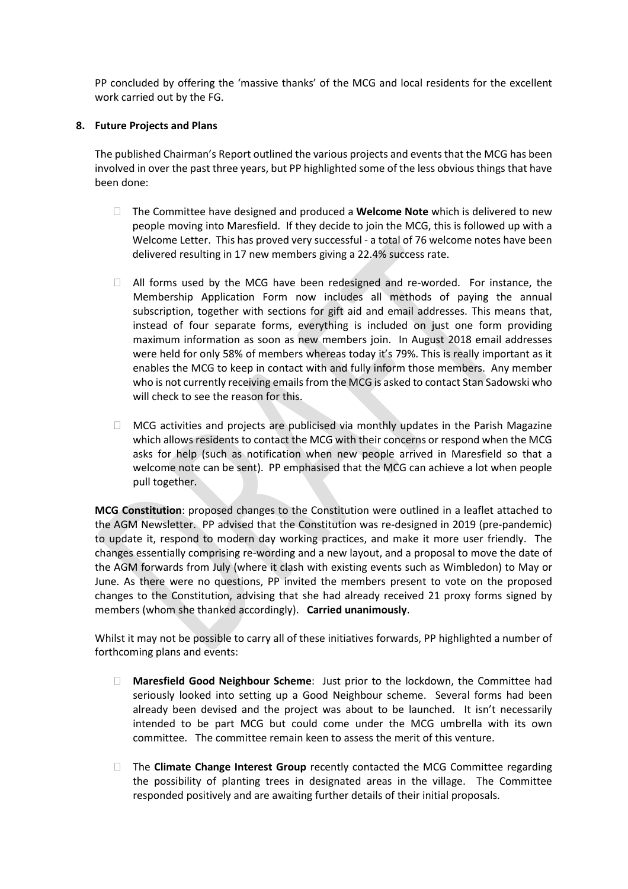PP concluded by offering the 'massive thanks' of the MCG and local residents for the excellent work carried out by the FG.

**8. Future Projects and Plans**

The published Chairman's Report outlined the various projects and events that the MCG has been involved in over the past three years, but PP highlighted some of the less obvious things that have been done:

- The Committee have designed and produced a **Welcome Note** which is delivered to new people moving into Maresfield. If they decide to join the MCG, this is followed up with a Welcome Letter. This has proved very successful - a total of 76 welcome notes have been delivered resulting in 17 new members giving a 22.4% success rate.

- All forms used by the MCG have been redesigned and re-worded. For instance, the Membership Application Form now includes all methods of paying the annual subscription, together with sections for gift aid and email addresses. This means that, instead of four separate forms, everything is included on just one form providing maximum information as soon as new members join. In August 2018 email addresses were held for only 58% of members whereas today it's 79%. This is really important as it enables the MCG to keep in contact with and fully inform those members. Any member who is not currently receiving emails from the MCG is asked to contact Stan Sadowski who will check to see the reason for this.

- MCG activities and projects are publicised via monthly updates in the Parish Magazine which allows residents to contact the MCG with their concerns or respond when the MCG asks for help (such as notification when new people arrived in Maresfield so that a welcome note can be sent). PP emphasised that the MCG can achieve a lot when people pull together.

**MCG Constitution**: proposed changes to the Constitution were outlined in a leaflet attached to the AGM Newsletter. PP advised that the Constitution was re-designed in 2019 (pre-pandemic) to update it, respond to modern day working practices, and make it more user friendly. The changes essentially comprising re-wording and a new layout, and a proposal to move the date of the AGM forwards from July (where it clash with existing events such as Wimbledon) to May or June. As there were no questions, PP invited the members present to vote on the proposed changes to the Constitution, advising that she had already received 21 proxy forms signed by members (whom she thanked accordingly). **Carried unanimously**.

Whilst it may not be possible to carry all of these initiatives forwards, PP highlighted a number of forthcoming plans and events:

- **Maresfield Good Neighbour Scheme**: Just prior to the lockdown, the Committee had seriously looked into setting up a Good Neighbour scheme. Several forms had been already been devised and the project was about to be launched. It isn't necessarily intended to be part MCG but could come under the MCG umbrella with its own committee. The committee remain keen to assess the merit of this venture.

- The **Climate Change Interest Group** recently contacted the MCG Committee regarding the possibility of planting trees in designated areas in the village. The Committee responded positively and are awaiting further details of their initial proposals.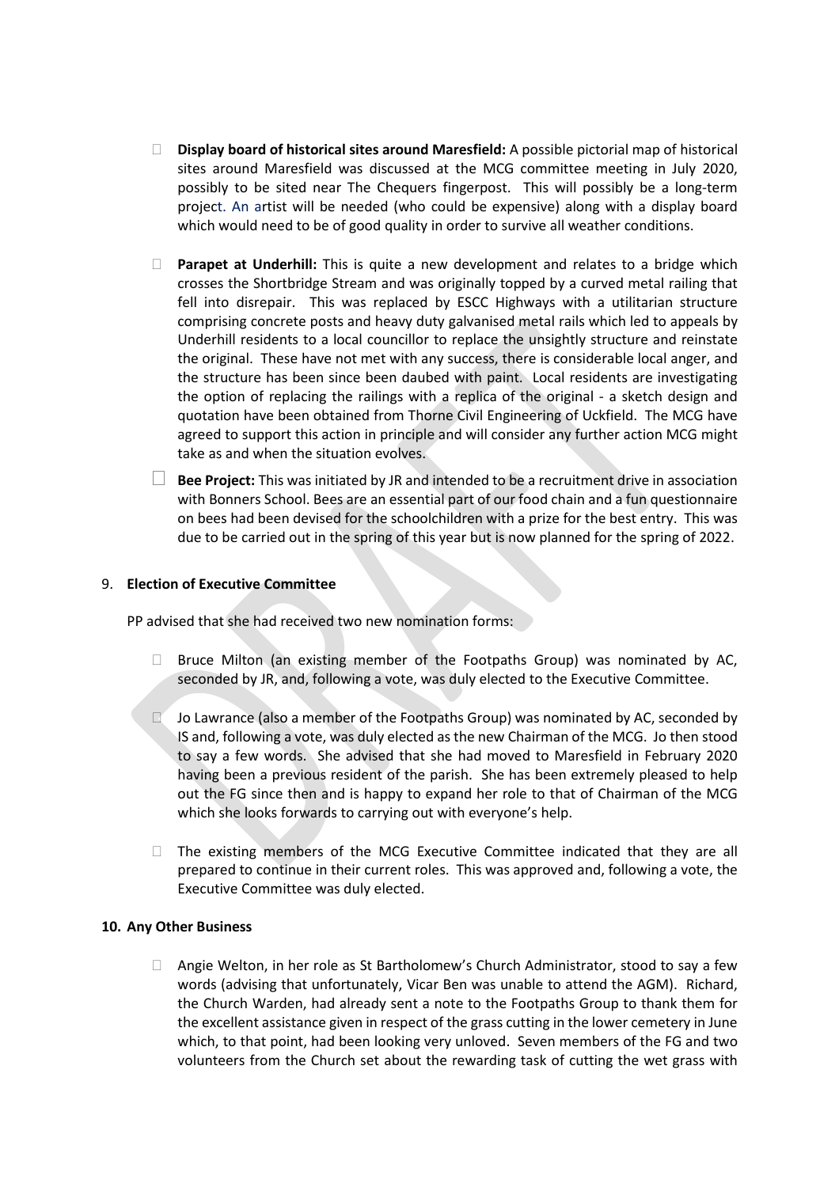- **Display board of historical sites around Maresfield:** A possible pictorial map of historical sites around Maresfield was discussed at the MCG committee meeting in July 2020, possibly to be sited near The Chequers fingerpost. This will possibly be a long-term project. An artist will be needed (who could be expensive) along with a display board which would need to be of good quality in order to survive all weather conditions.

- **Parapet at Underhill:** This is quite a new development and relates to a bridge which crosses the Shortbridge Stream and was originally topped by a curved metal railing that fell into disrepair. This was replaced by ESCC Highways with a utilitarian structure comprising concrete posts and heavy duty galvanised metal rails which led to appeals by Underhill residents to a local councillor to replace the unsightly structure and reinstate the original. These have not met with any success, there is considerable local anger, and the structure has been since been daubed with paint. Local residents are investigating the option of replacing the railings with a replica of the original - a sketch design and quotation have been obtained from Thorne Civil Engineering of Uckfield. The MCG have agreed to support this action in principle and will consider any further action MCG might take as and when the situation evolves.

- **Bee Project:** This was initiated by JR and intended to be a recruitment drive in association with Bonners School. Bees are an essential part of our food chain and a fun questionnaire on bees had been devised for the schoolchildren with a prize for the best entry. This was due to be carried out in the spring of this year but is now planned for the spring of 2022.

9. **Election of Executive Committee**

PP advised that she had received two new nomination forms:

- Bruce Milton (an existing member of the Footpaths Group) was nominated by AC, seconded by JR, and, following a vote, was duly elected to the Executive Committee.

- Jo Lawrance (also a member of the Footpaths Group) was nominated by AC, seconded by IS and, following a vote, was duly elected as the new Chairman of the MCG. Jo then stood to say a few words. She advised that she had moved to Maresfield in February 2020 having been a previous resident of the parish. She has been extremely pleased to help out the FG since then and is happy to expand her role to that of Chairman of the MCG which she looks forwards to carrying out with everyone's help.

- The existing members of the MCG Executive Committee indicated that they are all prepared to continue in their current roles. This was approved and, following a vote, the Executive Committee was duly elected.

**10. Any Other Business**

- Angie Welton, in her role as St Bartholomew's Church Administrator, stood to say a few words (advising that unfortunately, Vicar Ben was unable to attend the AGM). Richard, the Church Warden, had already sent a note to the Footpaths Group to thank them for the excellent assistance given in respect of the grass cutting in the lower cemetery in June which, to that point, had been looking very unloved. Seven members of the FG and two volunteers from the Church set about the rewarding task of cutting the wet grass with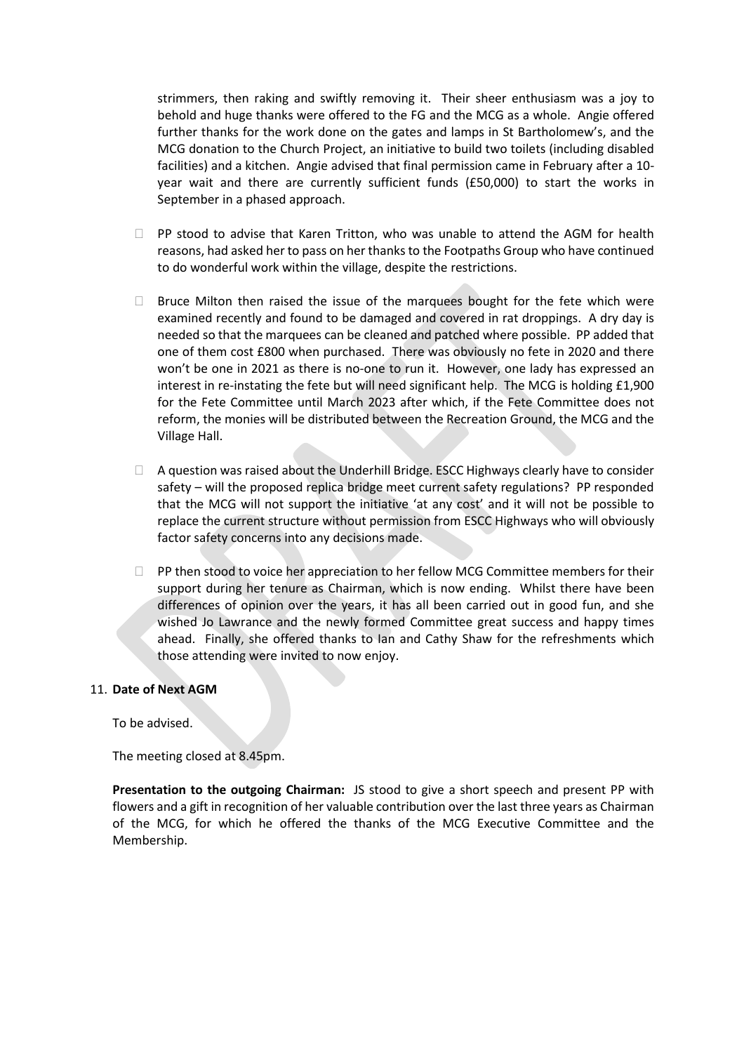strimmers, then raking and swiftly removing it. Their sheer enthusiasm was a joy to behold and huge thanks were offered to the FG and the MCG as a whole. Angie offered further thanks for the work done on the gates and lamps in St Bartholomew's, and the MCG donation to the Church Project, an initiative to build two toilets (including disabled facilities) and a kitchen. Angie advised that final permission came in February after a 10-year wait and there are currently sufficient funds (£50,000) to start the works in September in a phased approach.

- PP stood to advise that Karen Tritton, who was unable to attend the AGM for health reasons, had asked her to pass on her thanks to the Footpaths Group who have continued to do wonderful work within the village, despite the restrictions.

- Bruce Milton then raised the issue of the marquees bought for the fete which were examined recently and found to be damaged and covered in rat droppings. A dry day is needed so that the marquees can be cleaned and patched where possible. PP added that one of them cost £800 when purchased. There was obviously no fete in 2020 and there won't be one in 2021 as there is no-one to run it. However, one lady has expressed an interest in re-instating the fete but will need significant help. The MCG is holding £1,900 for the Fete Committee until March 2023 after which, if the Fete Committee does not reform, the monies will be distributed between the Recreation Ground, the MCG and the Village Hall.

- A question was raised about the Underhill Bridge. ESCC Highways clearly have to consider safety – will the proposed replica bridge meet current safety regulations? PP responded that the MCG will not support the initiative 'at any cost' and it will not be possible to replace the current structure without permission from ESCC Highways who will obviously factor safety concerns into any decisions made.

- PP then stood to voice her appreciation to her fellow MCG Committee members for their support during her tenure as Chairman, which is now ending. Whilst there have been differences of opinion over the years, it has all been carried out in good fun, and she wished Jo Lawrance and the newly formed Committee great success and happy times ahead. Finally, she offered thanks to Ian and Cathy Shaw for the refreshments which those attending were invited to now enjoy.

11. **Date of Next AGM**

    To be advised.

    The meeting closed at 8.45pm.

**Presentation to the outgoing Chairman:** JS stood to give a short speech and present PP with flowers and a gift in recognition of her valuable contribution over the last three years as Chairman of the MCG, for which he offered the thanks of the MCG Executive Committee and the Membership.